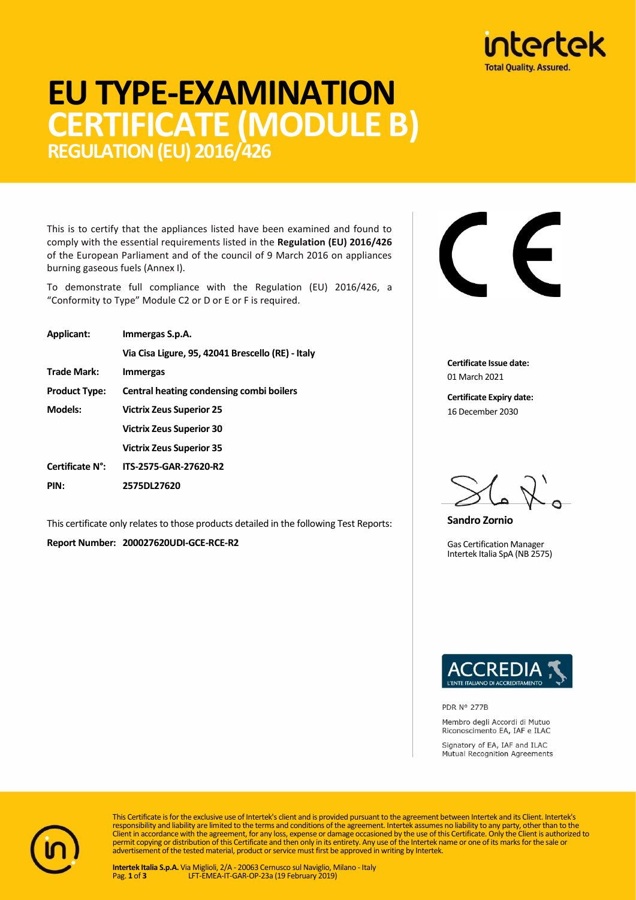# EU TYPE-EXAMINATION CERTIFICATE (MODULE B)

## REGULATION (EU) 2016/426

This is to certify that the appliances listed have been examined and found to comply with the essential requirements listed in the **Regulation (EU) 2016/426** of the European Parliament and of the council of 9 March 2016 on appliances burning gaseous fuels (Annex I).

To demonstrate full compliance with the Regulation (EU) 2016/426, a "Conformity to Type" Module C2 or D or E or F is required.

| | |
|---|---|
| **Applicant:** | **Immergas S.p.A.** |
| | **Via Cisa Ligure, 95, 42041 Brescello (RE) - Italy** |
| **Trade Mark:** | **Immergas** |
| **Product Type:** | **Central heating condensing combi boilers** |
| **Models:** | **Victrix Zeus Superior 25** |
| | **Victrix Zeus Superior 30** |
| | **Victrix Zeus Superior 35** |
| **Certificate N°:** | **ITS-2575-GAR-27620-R2** |
| **PIN:** | **2575DL27620** |

This certificate only relates to those products detailed in the following Test Reports:

**Report Number: 200027620UDI-GCE-RCE-R2**

**Certificate Issue date:**
01 March 2021

**Certificate Expiry date:**
16 December 2030

**Sandro Zornio**

Gas Certification Manager
Intertek Italia SpA (NB 2575)

ACCREDIA L'ENTE ITALIANO DI ACCREDITAMENTO

PDR N° 277B

Membro degli Accordi di Mutuo Riconoscimento EA, IAF e ILAC

Signatory of EA, IAF and ILAC Mutual Recognition Agreements

This Certificate is for the exclusive use of Intertek's client and is provided pursuant to the agreement between Intertek and its Client. Intertek's responsibility and liability are limited to the terms and conditions of the agreement. Intertek assumes no liability to any party, other than to the Client in accordance with the agreement, for any loss, expense or damage occasioned by the use of this Certificate. Only the Client is authorized to permit copying or distribution of this Certificate and then only in its entirety. Any use of the Intertek name or one of its marks for the sale or advertisement of the tested material, product or service must first be approved in writing by Intertek.

**Intertek Italia S.p.A.** Via Miglioli, 2/A - 20063 Cernusco sul Naviglio, Milano - Italy
LFT-EMEA-IT-GAR-OP-23a (19 February 2019)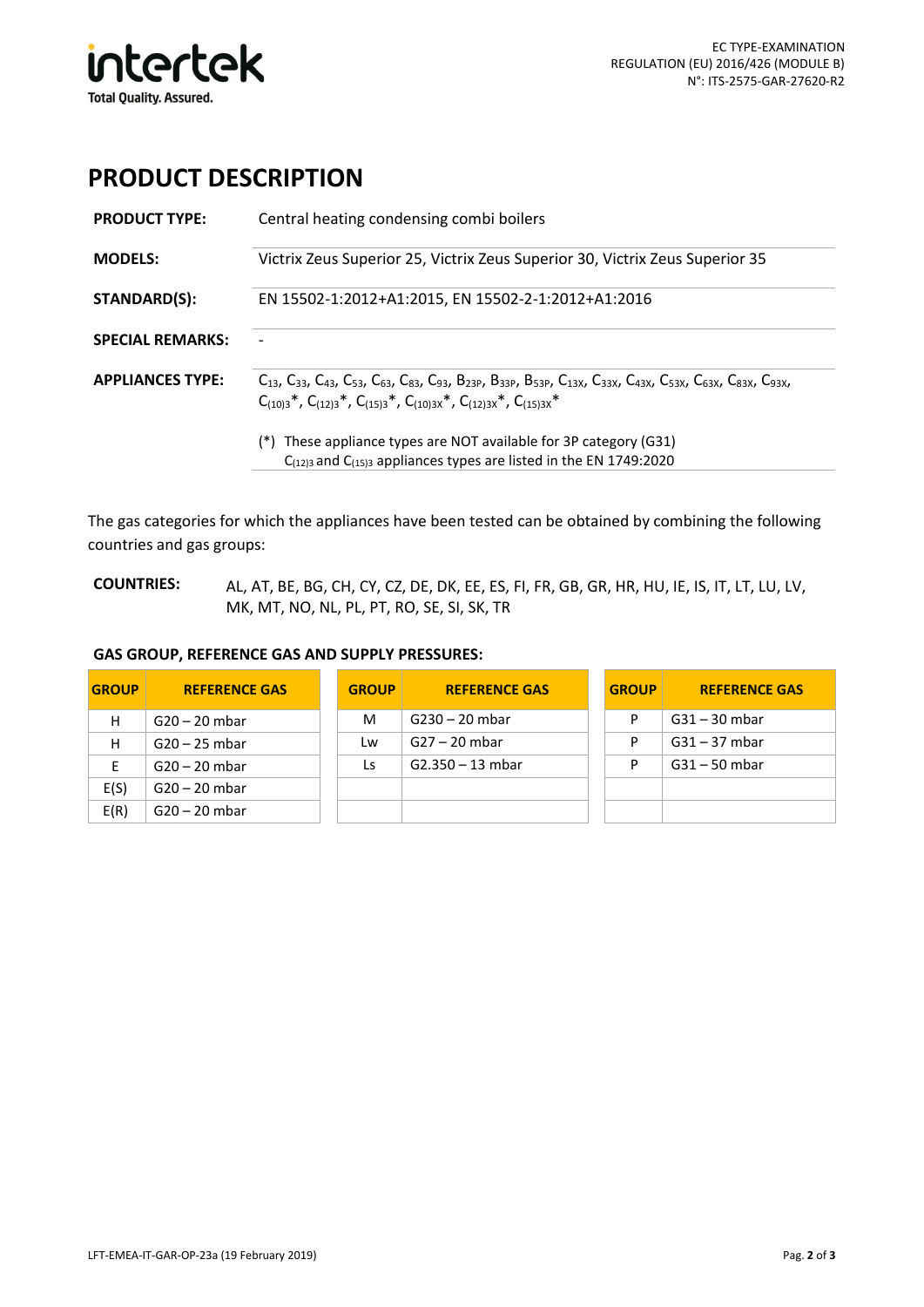## PRODUCT DESCRIPTION

| | |
|---|---|
| **PRODUCT TYPE:** | Central heating condensing combi boilers |
| **MODELS:** | Victrix Zeus Superior 25, Victrix Zeus Superior 30, Victrix Zeus Superior 35 |
| **STANDARD(S):** | EN 15502-1:2012+A1:2015, EN 15502-2-1:2012+A1:2016 |
| **SPECIAL REMARKS:** | - |
| **APPLIANCES TYPE:** | $C_{13}$, $C_{33}$, $C_{43}$, $C_{53}$, $C_{63}$, $C_{83}$, $C_{93}$, $B_{23P}$, $B_{33P}$, $B_{53P}$, $C_{13X}$, $C_{33X}$, $C_{43X}$, $C_{53X}$, $C_{63X}$, $C_{83X}$, $C_{93X}$, $C_{(10)3}$*, $C_{(12)3}$*, $C_{(15)3}$*, $C_{(10)3X}$*, $C_{(12)3X}$*, $C_{(15)3X}$*<br><br>(*) These appliance types are NOT available for 3P category (G31)<br>$C_{(12)3}$ and $C_{(15)3}$ appliances types are listed in the EN 1749:2020 |

The gas categories for which the appliances have been tested can be obtained by combining the following countries and gas groups:

**COUNTRIES:** AL, AT, BE, BG, CH, CY, CZ, DE, DK, EE, ES, FI, FR, GB, GR, HR, HU, IE, IS, IT, LT, LU, LV, MK, MT, NO, NL, PL, PT, RO, SE, SI, SK, TR

**GAS GROUP, REFERENCE GAS AND SUPPLY PRESSURES:**

| GROUP | REFERENCE GAS |
|---|---|
| H | G20 – 20 mbar |
| H | G20 – 25 mbar |
| E | G20 – 20 mbar |
| E(S) | G20 – 20 mbar |
| E(R) | G20 – 20 mbar |

| GROUP | REFERENCE GAS |
|---|---|
| M | G230 – 20 mbar |
| Lw | G27 – 20 mbar |
| Ls | G2.350 – 13 mbar |
| | |
| | |

| GROUP | REFERENCE GAS |
|---|---|
| P | G31 – 30 mbar |
| P | G31 – 37 mbar |
| P | G31 – 50 mbar |
| | |
| | |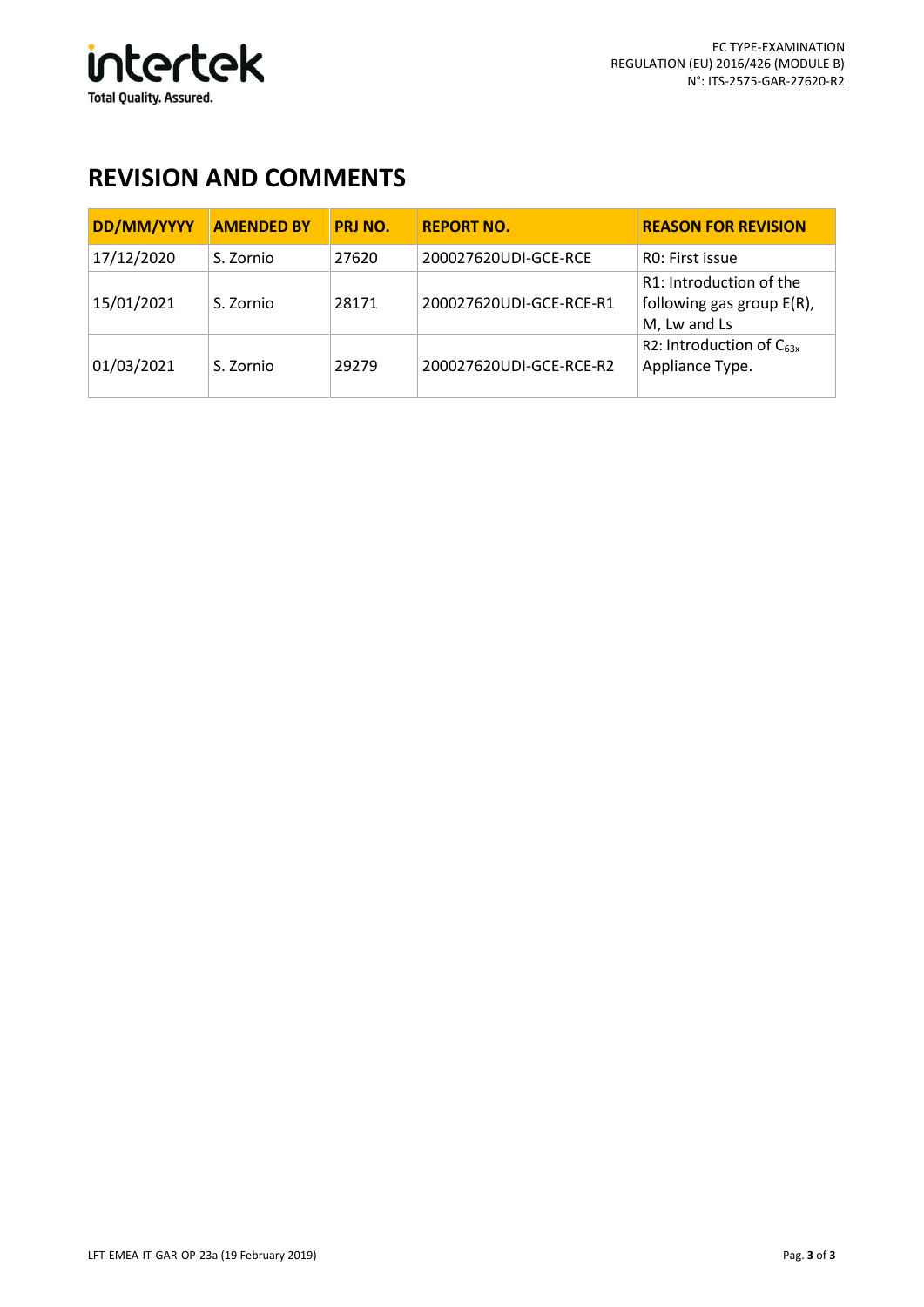## REVISION AND COMMENTS

| DD/MM/YYYY | AMENDED BY | PRJ NO. | REPORT NO. | REASON FOR REVISION |
|---|---|---|---|---|
| 17/12/2020 | S. Zornio | 27620 | 200027620UDI-GCE-RCE | R0: First issue |
| 15/01/2021 | S. Zornio | 28171 | 200027620UDI-GCE-RCE-R1 | R1: Introduction of the following gas group E(R), M, Lw and Ls |
| 01/03/2021 | S. Zornio | 29279 | 200027620UDI-GCE-RCE-R2 | R2: Introduction of $C_{63x}$ Appliance Type. |